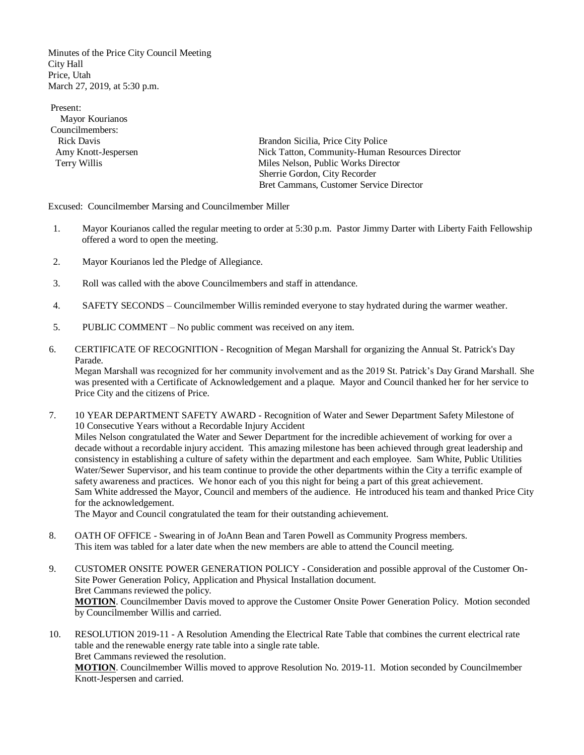Minutes of the Price City Council Meeting
City Hall
Price, Utah
March 27, 2019, at 5:30 p.m.

Present:
Mayor Kourianos
Councilmembers:
Rick Davis
Amy Knott-Jespersen
Terry Willis

Brandon Sicilia, Price City Police
Nick Tatton, Community-Human Resources Director
Miles Nelson, Public Works Director
Sherrie Gordon, City Recorder
Bret Cammans, Customer Service Director

Excused: Councilmember Marsing and Councilmember Miller

1. Mayor Kourianos called the regular meeting to order at 5:30 p.m. Pastor Jimmy Darter with Liberty Faith Fellowship offered a word to open the meeting.

2. Mayor Kourianos led the Pledge of Allegiance.

3. Roll was called with the above Councilmembers and staff in attendance.

4. SAFETY SECONDS – Councilmember Willis reminded everyone to stay hydrated during the warmer weather.

5. PUBLIC COMMENT – No public comment was received on any item.

6. CERTIFICATE OF RECOGNITION - Recognition of Megan Marshall for organizing the Annual St. Patrick's Day Parade.
   Megan Marshall was recognized for her community involvement and as the 2019 St. Patrick's Day Grand Marshall. She was presented with a Certificate of Acknowledgement and a plaque. Mayor and Council thanked her for her service to Price City and the citizens of Price.

7. 10 YEAR DEPARTMENT SAFETY AWARD - Recognition of Water and Sewer Department Safety Milestone of 10 Consecutive Years without a Recordable Injury Accident
   Miles Nelson congratulated the Water and Sewer Department for the incredible achievement of working for over a decade without a recordable injury accident. This amazing milestone has been achieved through great leadership and consistency in establishing a culture of safety within the department and each employee. Sam White, Public Utilities Water/Sewer Supervisor, and his team continue to provide the other departments within the City a terrific example of safety awareness and practices. We honor each of you this night for being a part of this great achievement.
   Sam White addressed the Mayor, Council and members of the audience. He introduced his team and thanked Price City for the acknowledgement.
   The Mayor and Council congratulated the team for their outstanding achievement.

8. OATH OF OFFICE - Swearing in of JoAnn Bean and Taren Powell as Community Progress members.
   This item was tabled for a later date when the new members are able to attend the Council meeting.

9. CUSTOMER ONSITE POWER GENERATION POLICY - Consideration and possible approval of the Customer On-Site Power Generation Policy, Application and Physical Installation document.
   Bret Cammans reviewed the policy.
   **MOTION**. Councilmember Davis moved to approve the Customer Onsite Power Generation Policy. Motion seconded by Councilmember Willis and carried.

10. RESOLUTION 2019-11 - A Resolution Amending the Electrical Rate Table that combines the current electrical rate table and the renewable energy rate table into a single rate table.
    Bret Cammans reviewed the resolution.
    **MOTION**. Councilmember Willis moved to approve Resolution No. 2019-11. Motion seconded by Councilmember Knott-Jespersen and carried.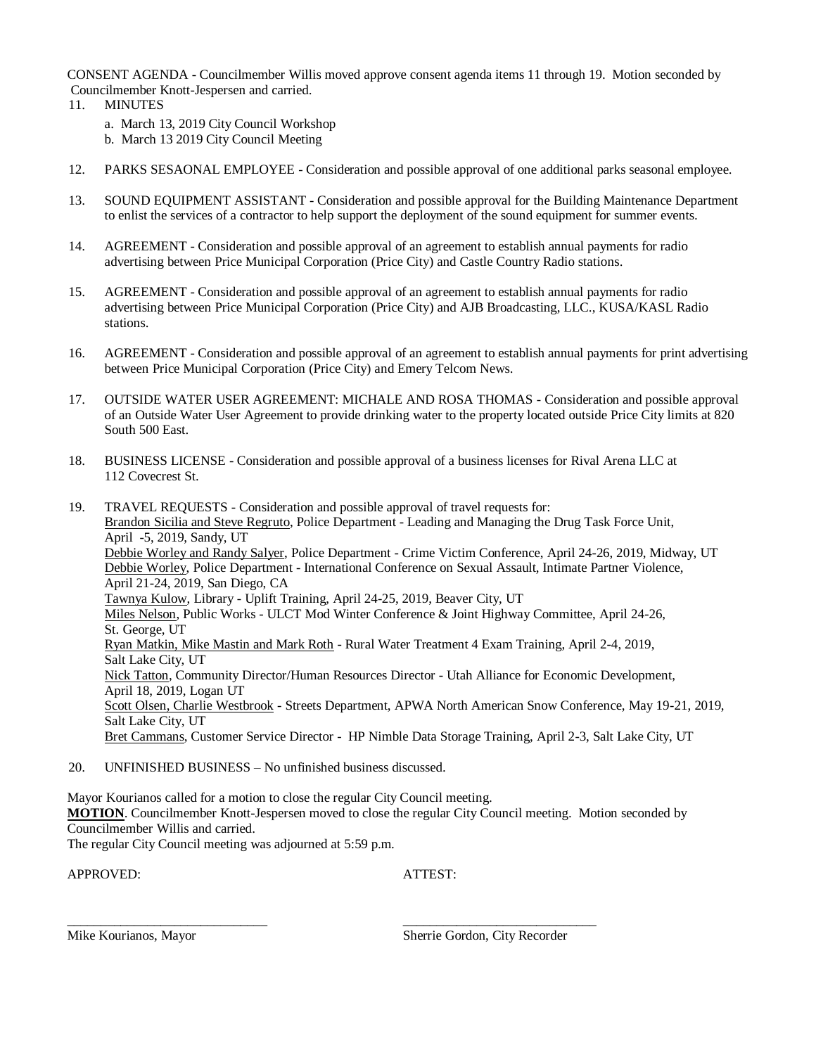CONSENT AGENDA - Councilmember Willis moved approve consent agenda items 11 through 19. Motion seconded by Councilmember Knott-Jespersen and carried.

11. MINUTES
    a. March 13, 2019 City Council Workshop
    b. March 13 2019 City Council Meeting

12. PARKS SESAONAL EMPLOYEE - Consideration and possible approval of one additional parks seasonal employee.

13. SOUND EQUIPMENT ASSISTANT - Consideration and possible approval for the Building Maintenance Department to enlist the services of a contractor to help support the deployment of the sound equipment for summer events.

14. AGREEMENT - Consideration and possible approval of an agreement to establish annual payments for radio advertising between Price Municipal Corporation (Price City) and Castle Country Radio stations.

15. AGREEMENT - Consideration and possible approval of an agreement to establish annual payments for radio advertising between Price Municipal Corporation (Price City) and AJB Broadcasting, LLC., KUSA/KASL Radio stations.

16. AGREEMENT - Consideration and possible approval of an agreement to establish annual payments for print advertising between Price Municipal Corporation (Price City) and Emery Telcom News.

17. OUTSIDE WATER USER AGREEMENT: MICHALE AND ROSA THOMAS - Consideration and possible approval of an Outside Water User Agreement to provide drinking water to the property located outside Price City limits at 820 South 500 East.

18. BUSINESS LICENSE - Consideration and possible approval of a business licenses for Rival Arena LLC at 112 Covecrest St.

19. TRAVEL REQUESTS - Consideration and possible approval of travel requests for:
    Brandon Sicilia and Steve Regruto, Police Department - Leading and Managing the Drug Task Force Unit, April -5, 2019, Sandy, UT
    Debbie Worley and Randy Salyer, Police Department - Crime Victim Conference, April 24-26, 2019, Midway, UT
    Debbie Worley, Police Department - International Conference on Sexual Assault, Intimate Partner Violence, April 21-24, 2019, San Diego, CA
    Tawnya Kulow, Library - Uplift Training, April 24-25, 2019, Beaver City, UT
    Miles Nelson, Public Works - ULCT Mod Winter Conference & Joint Highway Committee, April 24-26, St. George, UT
    Ryan Matkin, Mike Mastin and Mark Roth - Rural Water Treatment 4 Exam Training, April 2-4, 2019, Salt Lake City, UT
    Nick Tatton, Community Director/Human Resources Director - Utah Alliance for Economic Development, April 18, 2019, Logan UT
    Scott Olsen, Charlie Westbrook - Streets Department, APWA North American Snow Conference, May 19-21, 2019, Salt Lake City, UT
    Bret Cammans, Customer Service Director - HP Nimble Data Storage Training, April 2-3, Salt Lake City, UT

20. UNFINISHED BUSINESS – No unfinished business discussed.

Mayor Kourianos called for a motion to close the regular City Council meeting.
**MOTION**. Councilmember Knott-Jespersen moved to close the regular City Council meeting. Motion seconded by Councilmember Willis and carried.
The regular City Council meeting was adjourned at 5:59 p.m.

APPROVED: ATTEST:

_______________________________ _______________________________
Mike Kourianos, Mayor Sherrie Gordon, City Recorder